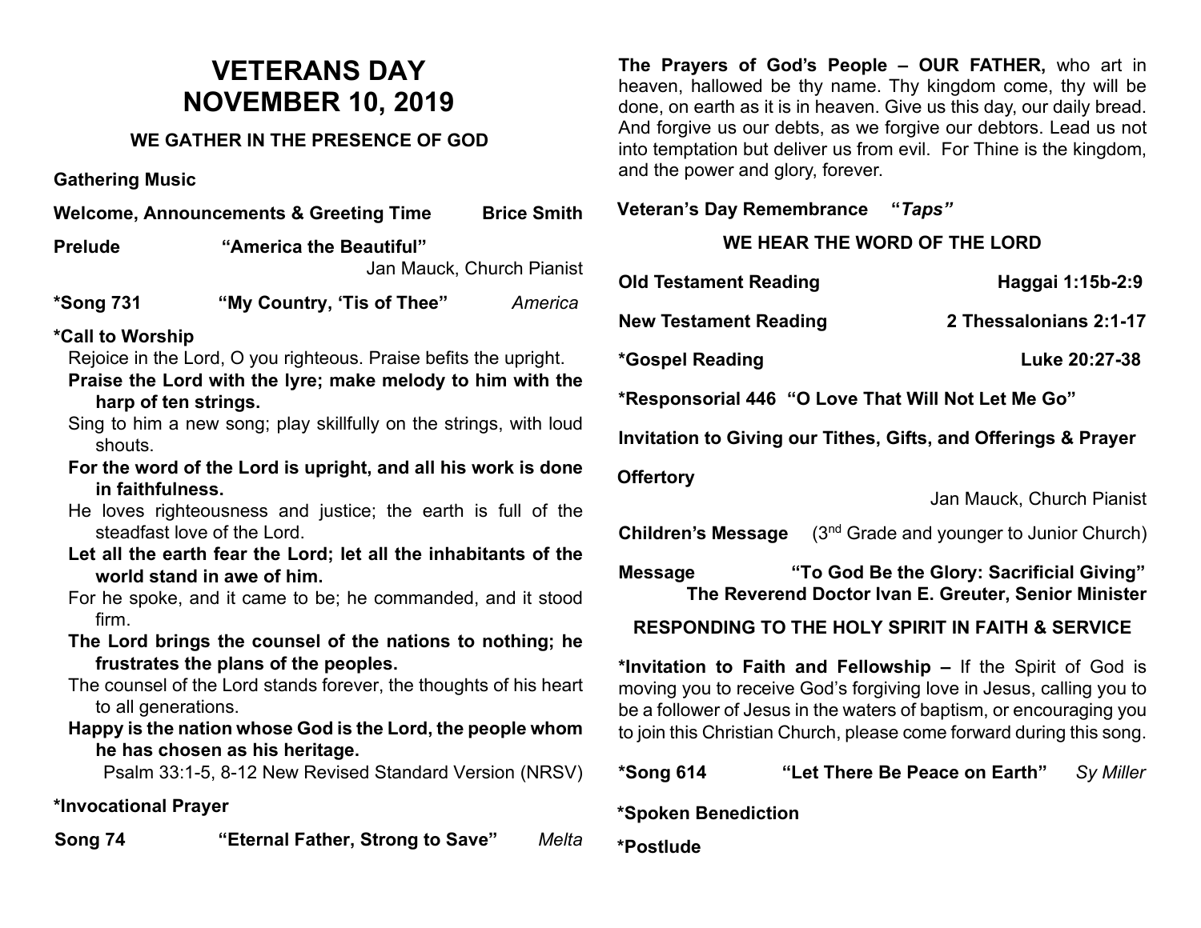# VETERANS DAY
# NOVEMBER 10, 2019

### WE GATHER IN THE PRESENCE OF GOD

**Gathering Music**

**Welcome, Announcements & Greeting Time** **Brice Smith**

**Prelude** **"America the Beautiful"**
Jan Mauck, Church Pianist

**\*Song 731** **"My Country, 'Tis of Thee"** *America*

**\*Call to Worship**

Rejoice in the Lord, O you righteous. Praise befits the upright.

**Praise the Lord with the lyre; make melody to him with the harp of ten strings.**

Sing to him a new song; play skillfully on the strings, with loud shouts.

**For the word of the Lord is upright, and all his work is done in faithfulness.**

He loves righteousness and justice; the earth is full of the steadfast love of the Lord.

**Let all the earth fear the Lord; let all the inhabitants of the world stand in awe of him.**

For he spoke, and it came to be; he commanded, and it stood firm.

**The Lord brings the counsel of the nations to nothing; he frustrates the plans of the peoples.**

The counsel of the Lord stands forever, the thoughts of his heart to all generations.

**Happy is the nation whose God is the Lord, the people whom he has chosen as his heritage.**

Psalm 33:1-5, 8-12 New Revised Standard Version (NRSV)

**\*Invocational Prayer**

**Song 74** **"Eternal Father, Strong to Save"** *Melta*

**The Prayers of God's People – OUR FATHER,** who art in heaven, hallowed be thy name. Thy kingdom come, thy will be done, on earth as it is in heaven. Give us this day, our daily bread. And forgive us our debts, as we forgive our debtors. Lead us not into temptation but deliver us from evil. For Thine is the kingdom, and the power and glory, forever.

**Veteran's Day Remembrance** **"*Taps*"**

### WE HEAR THE WORD OF THE LORD

**Old Testament Reading** **Haggai 1:15b-2:9**

**New Testament Reading** **2 Thessalonians 2:1-17**

**\*Gospel Reading** **Luke 20:27-38**

**\*Responsorial 446 "O Love That Will Not Let Me Go"**

**Invitation to Giving our Tithes, Gifts, and Offerings & Prayer**

**Offertory**
Jan Mauck, Church Pianist

**Children's Message** (3rd Grade and younger to Junior Church)

**Message** **"To God Be the Glory: Sacrificial Giving"**
**The Reverend Doctor Ivan E. Greuter, Senior Minister**

### RESPONDING TO THE HOLY SPIRIT IN FAITH & SERVICE

**\*Invitation to Faith and Fellowship –** If the Spirit of God is moving you to receive God's forgiving love in Jesus, calling you to be a follower of Jesus in the waters of baptism, or encouraging you to join this Christian Church, please come forward during this song.

**\*Song 614** **"Let There Be Peace on Earth"** *Sy Miller*

**\*Spoken Benediction**

**\*Postlude**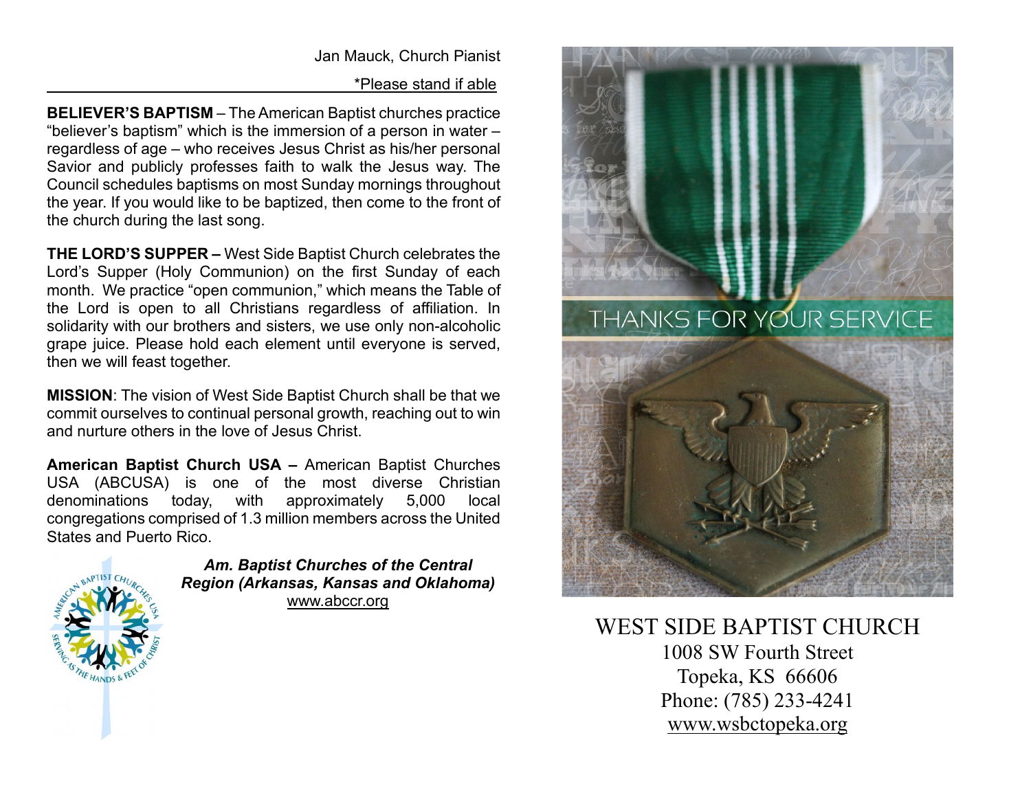Jan Mauck, Church Pianist

*Please stand if able

---

**BELIEVER'S BAPTISM** – The American Baptist churches practice "believer's baptism" which is the immersion of a person in water – regardless of age – who receives Jesus Christ as his/her personal Savior and publicly professes faith to walk the Jesus way. The Council schedules baptisms on most Sunday mornings throughout the year. If you would like to be baptized, then come to the front of the church during the last song.

**THE LORD'S SUPPER –** West Side Baptist Church celebrates the Lord's Supper (Holy Communion) on the first Sunday of each month. We practice "open communion," which means the Table of the Lord is open to all Christians regardless of affiliation. In solidarity with our brothers and sisters, we use only non-alcoholic grape juice. Please hold each element until everyone is served, then we will feast together.

**MISSION**: The vision of West Side Baptist Church shall be that we commit ourselves to continual personal growth, reaching out to win and nurture others in the love of Jesus Christ.

**American Baptist Church USA –** American Baptist Churches USA (ABCUSA) is one of the most diverse Christian denominations today, with approximately 5,000 local congregations comprised of 1.3 million members across the United States and Puerto Rico.

***Am. Baptist Churches of the Central Region (Arkansas, Kansas and Oklahoma)***
www.abccr.org

THANKS FOR YOUR SERVICE

WEST SIDE BAPTIST CHURCH
1008 SW Fourth Street
Topeka, KS 66606
Phone: (785) 233-4241
www.wsbctopeka.org